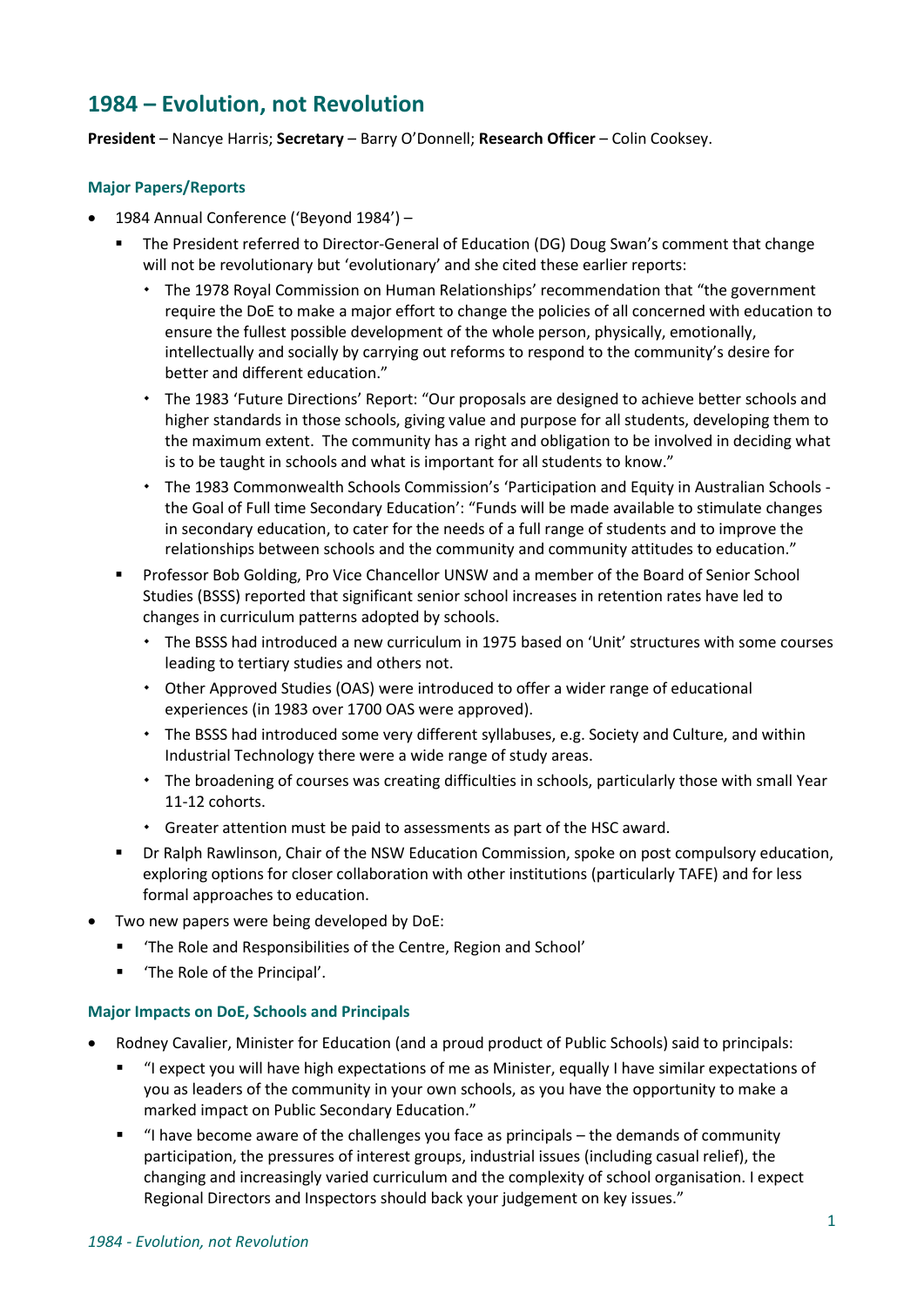# 1984 – Evolution, not Revolution

**President** – Nancye Harris; **Secretary** – Barry O'Donnell; **Research Officer** – Colin Cooksey.

### Major Papers/Reports

- 1984 Annual Conference ('Beyond 1984') –
    - The President referred to Director-General of Education (DG) Doug Swan's comment that change will not be revolutionary but 'evolutionary' and she cited these earlier reports:
        - The 1978 Royal Commission on Human Relationships' recommendation that "the government require the DoE to make a major effort to change the policies of all concerned with education to ensure the fullest possible development of the whole person, physically, emotionally, intellectually and socially by carrying out reforms to respond to the community's desire for better and different education."
        - The 1983 'Future Directions' Report: "Our proposals are designed to achieve better schools and higher standards in those schools, giving value and purpose for all students, developing them to the maximum extent. The community has a right and obligation to be involved in deciding what is to be taught in schools and what is important for all students to know."
        - The 1983 Commonwealth Schools Commission's 'Participation and Equity in Australian Schools - the Goal of Full time Secondary Education': "Funds will be made available to stimulate changes in secondary education, to cater for the needs of a full range of students and to improve the relationships between schools and the community and community attitudes to education."
    - Professor Bob Golding, Pro Vice Chancellor UNSW and a member of the Board of Senior School Studies (BSSS) reported that significant senior school increases in retention rates have led to changes in curriculum patterns adopted by schools.
        - The BSSS had introduced a new curriculum in 1975 based on 'Unit' structures with some courses leading to tertiary studies and others not.
        - Other Approved Studies (OAS) were introduced to offer a wider range of educational experiences (in 1983 over 1700 OAS were approved).
        - The BSSS had introduced some very different syllabuses, e.g. Society and Culture, and within Industrial Technology there were a wide range of study areas.
        - The broadening of courses was creating difficulties in schools, particularly those with small Year 11-12 cohorts.
        - Greater attention must be paid to assessments as part of the HSC award.
    - Dr Ralph Rawlinson, Chair of the NSW Education Commission, spoke on post compulsory education, exploring options for closer collaboration with other institutions (particularly TAFE) and for less formal approaches to education.
- Two new papers were being developed by DoE:
    - 'The Role and Responsibilities of the Centre, Region and School'
    - 'The Role of the Principal'.

### Major Impacts on DoE, Schools and Principals

- Rodney Cavalier, Minister for Education (and a proud product of Public Schools) said to principals:
    - "I expect you will have high expectations of me as Minister, equally I have similar expectations of you as leaders of the community in your own schools, as you have the opportunity to make a marked impact on Public Secondary Education."
    - "I have become aware of the challenges you face as principals – the demands of community participation, the pressures of interest groups, industrial issues (including casual relief), the changing and increasingly varied curriculum and the complexity of school organisation. I expect Regional Directors and Inspectors should back your judgement on key issues."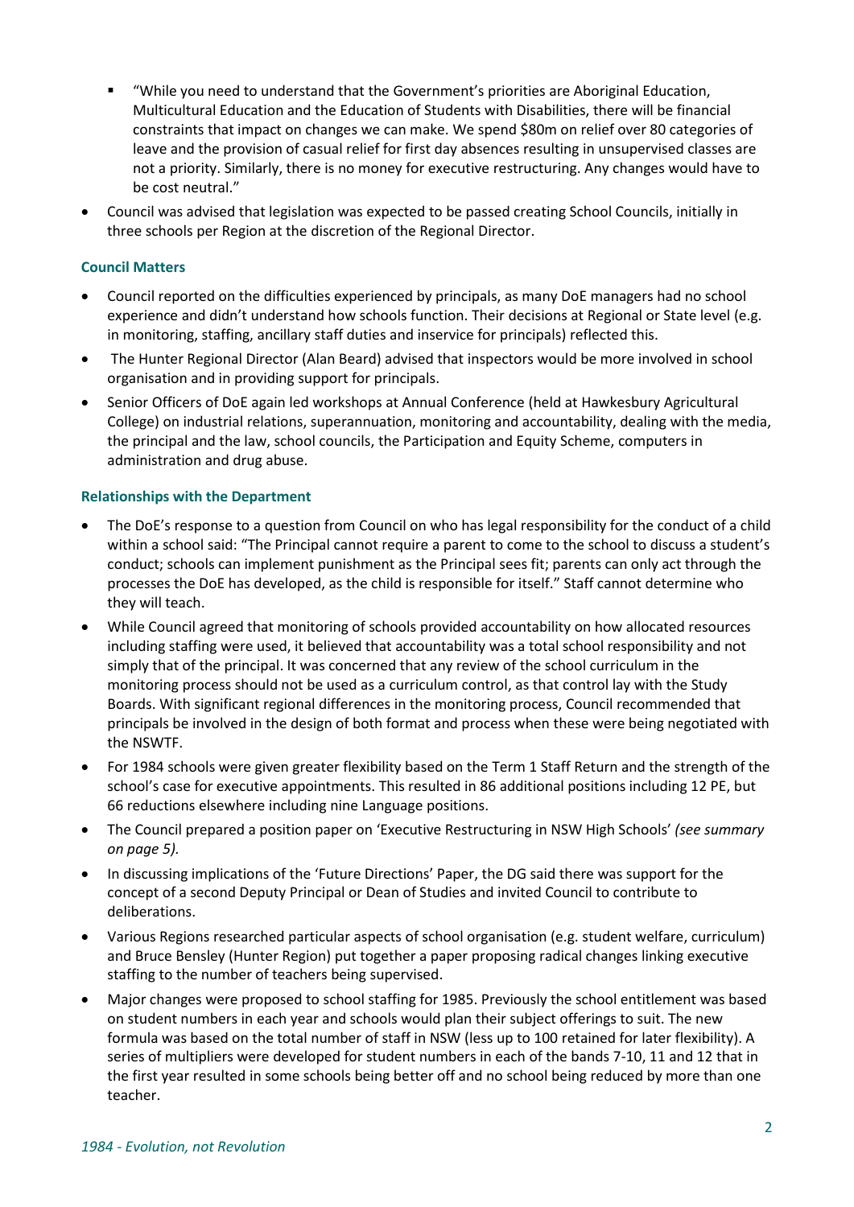- "While you need to understand that the Government's priorities are Aboriginal Education, Multicultural Education and the Education of Students with Disabilities, there will be financial constraints that impact on changes we can make. We spend $80m on relief over 80 categories of leave and the provision of casual relief for first day absences resulting in unsupervised classes are not a priority. Similarly, there is no money for executive restructuring. Any changes would have to be cost neutral."

- Council was advised that legislation was expected to be passed creating School Councils, initially in three schools per Region at the discretion of the Regional Director.

### Council Matters

- Council reported on the difficulties experienced by principals, as many DoE managers had no school experience and didn't understand how schools function. Their decisions at Regional or State level (e.g. in monitoring, staffing, ancillary staff duties and inservice for principals) reflected this.
- The Hunter Regional Director (Alan Beard) advised that inspectors would be more involved in school organisation and in providing support for principals.
- Senior Officers of DoE again led workshops at Annual Conference (held at Hawkesbury Agricultural College) on industrial relations, superannuation, monitoring and accountability, dealing with the media, the principal and the law, school councils, the Participation and Equity Scheme, computers in administration and drug abuse.

### Relationships with the Department

- The DoE's response to a question from Council on who has legal responsibility for the conduct of a child within a school said: "The Principal cannot require a parent to come to the school to discuss a student's conduct; schools can implement punishment as the Principal sees fit; parents can only act through the processes the DoE has developed, as the child is responsible for itself." Staff cannot determine who they will teach.
- While Council agreed that monitoring of schools provided accountability on how allocated resources including staffing were used, it believed that accountability was a total school responsibility and not simply that of the principal. It was concerned that any review of the school curriculum in the monitoring process should not be used as a curriculum control, as that control lay with the Study Boards. With significant regional differences in the monitoring process, Council recommended that principals be involved in the design of both format and process when these were being negotiated with the NSWTF.
- For 1984 schools were given greater flexibility based on the Term 1 Staff Return and the strength of the school's case for executive appointments. This resulted in 86 additional positions including 12 PE, but 66 reductions elsewhere including nine Language positions.
- The Council prepared a position paper on 'Executive Restructuring in NSW High Schools' *(see summary on page 5).*
- In discussing implications of the 'Future Directions' Paper, the DG said there was support for the concept of a second Deputy Principal or Dean of Studies and invited Council to contribute to deliberations.
- Various Regions researched particular aspects of school organisation (e.g. student welfare, curriculum) and Bruce Bensley (Hunter Region) put together a paper proposing radical changes linking executive staffing to the number of teachers being supervised.
- Major changes were proposed to school staffing for 1985. Previously the school entitlement was based on student numbers in each year and schools would plan their subject offerings to suit. The new formula was based on the total number of staff in NSW (less up to 100 retained for later flexibility). A series of multipliers were developed for student numbers in each of the bands 7-10, 11 and 12 that in the first year resulted in some schools being better off and no school being reduced by more than one teacher.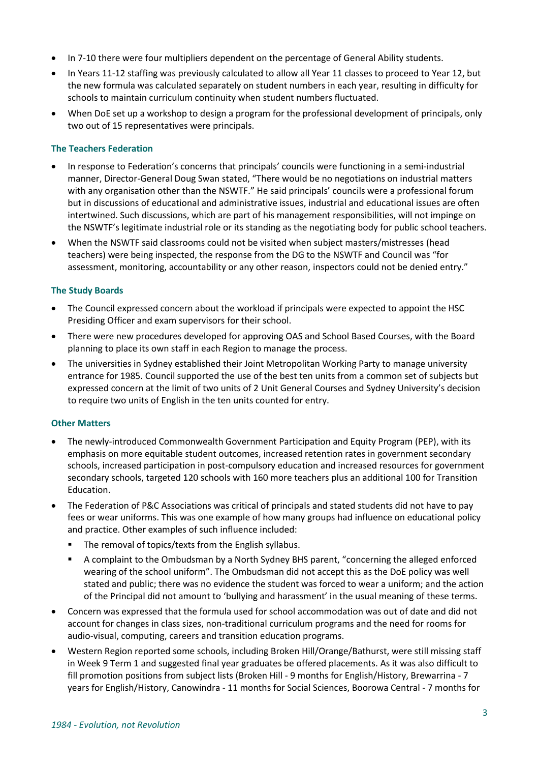- In 7-10 there were four multipliers dependent on the percentage of General Ability students.
- In Years 11-12 staffing was previously calculated to allow all Year 11 classes to proceed to Year 12, but the new formula was calculated separately on student numbers in each year, resulting in difficulty for schools to maintain curriculum continuity when student numbers fluctuated.
- When DoE set up a workshop to design a program for the professional development of principals, only two out of 15 representatives were principals.

### The Teachers Federation

- In response to Federation's concerns that principals' councils were functioning in a semi-industrial manner, Director-General Doug Swan stated, "There would be no negotiations on industrial matters with any organisation other than the NSWTF." He said principals' councils were a professional forum but in discussions of educational and administrative issues, industrial and educational issues are often intertwined. Such discussions, which are part of his management responsibilities, will not impinge on the NSWTF's legitimate industrial role or its standing as the negotiating body for public school teachers.
- When the NSWTF said classrooms could not be visited when subject masters/mistresses (head teachers) were being inspected, the response from the DG to the NSWTF and Council was "for assessment, monitoring, accountability or any other reason, inspectors could not be denied entry."

### The Study Boards

- The Council expressed concern about the workload if principals were expected to appoint the HSC Presiding Officer and exam supervisors for their school.
- There were new procedures developed for approving OAS and School Based Courses, with the Board planning to place its own staff in each Region to manage the process.
- The universities in Sydney established their Joint Metropolitan Working Party to manage university entrance for 1985. Council supported the use of the best ten units from a common set of subjects but expressed concern at the limit of two units of 2 Unit General Courses and Sydney University's decision to require two units of English in the ten units counted for entry.

### Other Matters

- The newly-introduced Commonwealth Government Participation and Equity Program (PEP), with its emphasis on more equitable student outcomes, increased retention rates in government secondary schools, increased participation in post-compulsory education and increased resources for government secondary schools, targeted 120 schools with 160 more teachers plus an additional 100 for Transition Education.
- The Federation of P&C Associations was critical of principals and stated students did not have to pay fees or wear uniforms. This was one example of how many groups had influence on educational policy and practice. Other examples of such influence included:
  - The removal of topics/texts from the English syllabus.
  - A complaint to the Ombudsman by a North Sydney BHS parent, "concerning the alleged enforced wearing of the school uniform". The Ombudsman did not accept this as the DoE policy was well stated and public; there was no evidence the student was forced to wear a uniform; and the action of the Principal did not amount to 'bullying and harassment' in the usual meaning of these terms.
- Concern was expressed that the formula used for school accommodation was out of date and did not account for changes in class sizes, non-traditional curriculum programs and the need for rooms for audio-visual, computing, careers and transition education programs.
- Western Region reported some schools, including Broken Hill/Orange/Bathurst, were still missing staff in Week 9 Term 1 and suggested final year graduates be offered placements. As it was also difficult to fill promotion positions from subject lists (Broken Hill - 9 months for English/History, Brewarrina - 7 years for English/History, Canowindra - 11 months for Social Sciences, Boorowa Central - 7 months for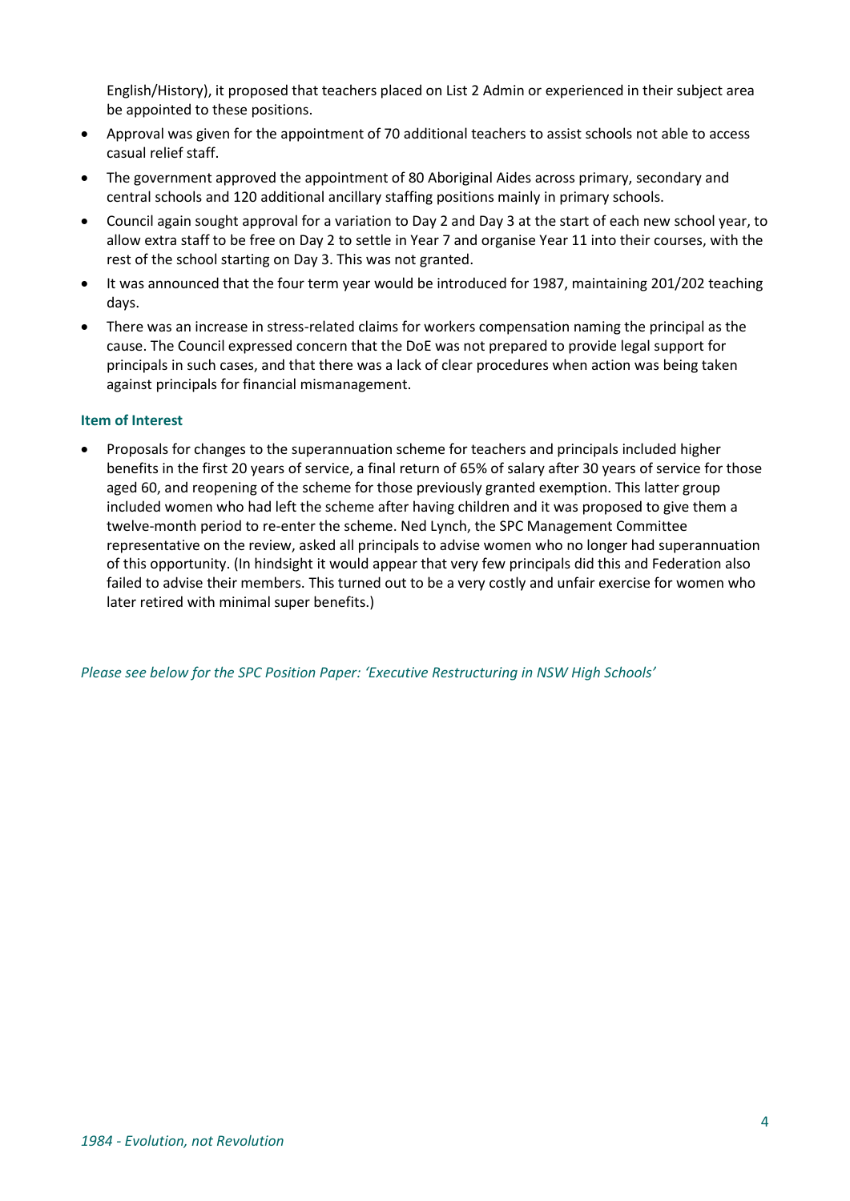English/History), it proposed that teachers placed on List 2 Admin or experienced in their subject area be appointed to these positions.

- Approval was given for the appointment of 70 additional teachers to assist schools not able to access casual relief staff.
- The government approved the appointment of 80 Aboriginal Aides across primary, secondary and central schools and 120 additional ancillary staffing positions mainly in primary schools.
- Council again sought approval for a variation to Day 2 and Day 3 at the start of each new school year, to allow extra staff to be free on Day 2 to settle in Year 7 and organise Year 11 into their courses, with the rest of the school starting on Day 3. This was not granted.
- It was announced that the four term year would be introduced for 1987, maintaining 201/202 teaching days.
- There was an increase in stress-related claims for workers compensation naming the principal as the cause. The Council expressed concern that the DoE was not prepared to provide legal support for principals in such cases, and that there was a lack of clear procedures when action was being taken against principals for financial mismanagement.

### Item of Interest

- Proposals for changes to the superannuation scheme for teachers and principals included higher benefits in the first 20 years of service, a final return of 65% of salary after 30 years of service for those aged 60, and reopening of the scheme for those previously granted exemption. This latter group included women who had left the scheme after having children and it was proposed to give them a twelve-month period to re-enter the scheme. Ned Lynch, the SPC Management Committee representative on the review, asked all principals to advise women who no longer had superannuation of this opportunity. (In hindsight it would appear that very few principals did this and Federation also failed to advise their members. This turned out to be a very costly and unfair exercise for women who later retired with minimal super benefits.)

*Please see below for the SPC Position Paper: 'Executive Restructuring in NSW High Schools'*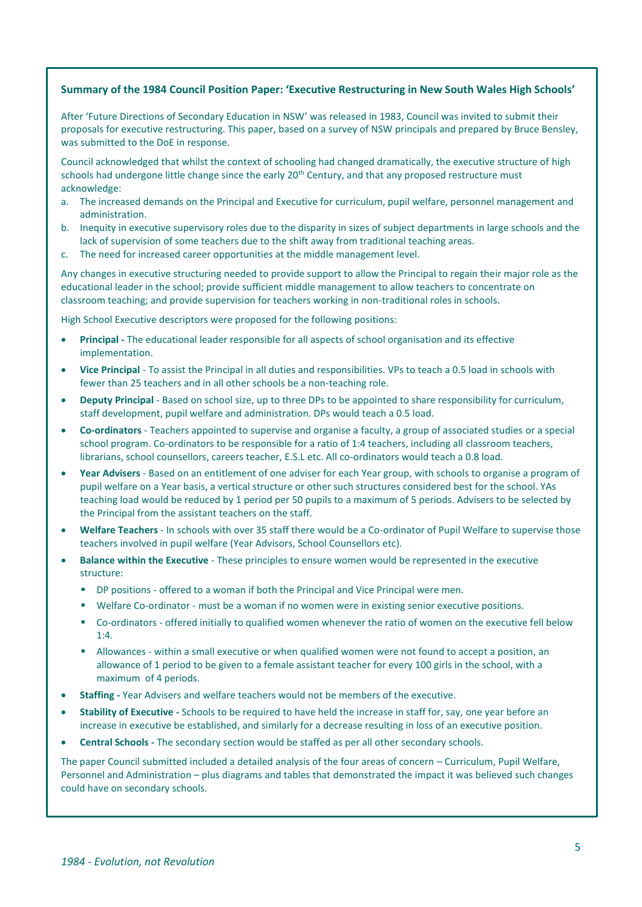### Summary of the 1984 Council Position Paper: 'Executive Restructuring in New South Wales High Schools'

After 'Future Directions of Secondary Education in NSW' was released in 1983, Council was invited to submit their proposals for executive restructuring. This paper, based on a survey of NSW principals and prepared by Bruce Bensley, was submitted to the DoE in response.

Council acknowledged that whilst the context of schooling had changed dramatically, the executive structure of high schools had undergone little change since the early 20th Century, and that any proposed restructure must acknowledge:

a. The increased demands on the Principal and Executive for curriculum, pupil welfare, personnel management and administration.
b. Inequity in executive supervisory roles due to the disparity in sizes of subject departments in large schools and the lack of supervision of some teachers due to the shift away from traditional teaching areas.
c. The need for increased career opportunities at the middle management level.

Any changes in executive structuring needed to provide support to allow the Principal to regain their major role as the educational leader in the school; provide sufficient middle management to allow teachers to concentrate on classroom teaching; and provide supervision for teachers working in non-traditional roles in schools.

High School Executive descriptors were proposed for the following positions:

- **Principal -** The educational leader responsible for all aspects of school organisation and its effective implementation.
- **Vice Principal** - To assist the Principal in all duties and responsibilities. VPs to teach a 0.5 load in schools with fewer than 25 teachers and in all other schools be a non-teaching role.
- **Deputy Principal** - Based on school size, up to three DPs to be appointed to share responsibility for curriculum, staff development, pupil welfare and administration. DPs would teach a 0.5 load.
- **Co-ordinators** - Teachers appointed to supervise and organise a faculty, a group of associated studies or a special school program. Co-ordinators to be responsible for a ratio of 1:4 teachers, including all classroom teachers, librarians, school counsellors, careers teacher, E.S.L etc. All co-ordinators would teach a 0.8 load.
- **Year Advisers** - Based on an entitlement of one adviser for each Year group, with schools to organise a program of pupil welfare on a Year basis, a vertical structure or other such structures considered best for the school. YAs teaching load would be reduced by 1 period per 50 pupils to a maximum of 5 periods. Advisers to be selected by the Principal from the assistant teachers on the staff.
- **Welfare Teachers** - In schools with over 35 staff there would be a Co-ordinator of Pupil Welfare to supervise those teachers involved in pupil welfare (Year Advisors, School Counsellors etc).
- **Balance within the Executive** - These principles to ensure women would be represented in the executive structure:
  - DP positions - offered to a woman if both the Principal and Vice Principal were men.
  - Welfare Co-ordinator - must be a woman if no women were in existing senior executive positions.
  - Co-ordinators - offered initially to qualified women whenever the ratio of women on the executive fell below 1:4.
  - Allowances - within a small executive or when qualified women were not found to accept a position, an allowance of 1 period to be given to a female assistant teacher for every 100 girls in the school, with a maximum of 4 periods.
- **Staffing -** Year Advisers and welfare teachers would not be members of the executive.
- **Stability of Executive -** Schools to be required to have held the increase in staff for, say, one year before an increase in executive be established, and similarly for a decrease resulting in loss of an executive position.
- **Central Schools -** The secondary section would be staffed as per all other secondary schools.

The paper Council submitted included a detailed analysis of the four areas of concern – Curriculum, Pupil Welfare, Personnel and Administration – plus diagrams and tables that demonstrated the impact it was believed such changes could have on secondary schools.